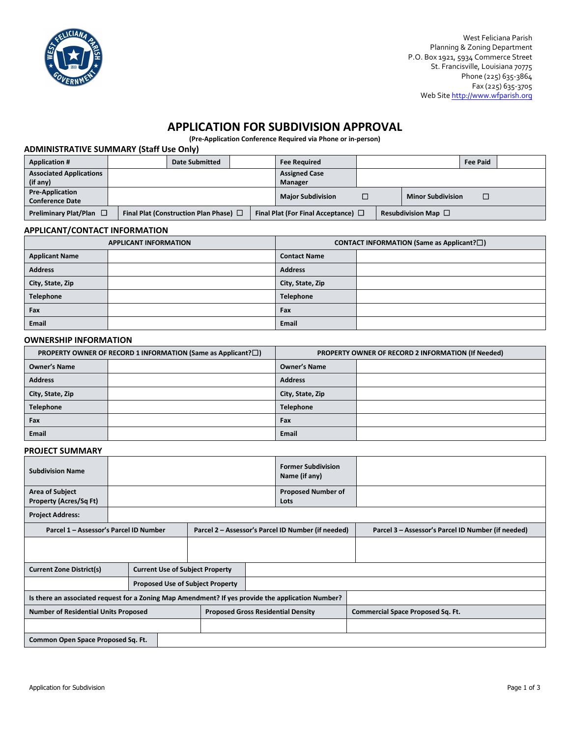West Feliciana Parish
Planning & Zoning Department
P.O. Box 1921, 5934 Commerce Street
St. Francisville, Louisiana 70775
Phone (225) 635-3864
Fax (225) 635-3705
Web Site http://www.wfparish.org

# APPLICATION FOR SUBDIVISION APPROVAL

**(Pre-Application Conference Required via Phone or in-person)**

## ADMINISTRATIVE SUMMARY (Staff Use Only)

| **Application #** | | **Date Submitted** | | **Fee Required** | | **Fee Paid** | |
|---|---|---|---|---|---|---|---|
| **Associated Applications (if any)** | | | | **Assigned Case Manager** | | | |
| **Pre-Application Conference Date** | | | | **Major Subdivision** ☐ | | **Minor Subdivision** ☐ | |
| **Preliminary Plat/Plan** ☐ | **Final Plat (Construction Plan Phase)** ☐ | | **Final Plat (For Final Acceptance)** ☐ | | **Resubdivision Map** ☐ | | |

## APPLICANT/CONTACT INFORMATION

| **APPLICANT INFORMATION** | | **CONTACT INFORMATION (Same as Applicant?☐)** | |
|---|---|---|---|
| **Applicant Name** | | **Contact Name** | |
| **Address** | | **Address** | |
| **City, State, Zip** | | **City, State, Zip** | |
| **Telephone** | | **Telephone** | |
| **Fax** | | **Fax** | |
| **Email** | | **Email** | |

## OWNERSHIP INFORMATION

| **PROPERTY OWNER OF RECORD 1 INFORMATION (Same as Applicant?☐)** | | **PROPERTY OWNER OF RECORD 2 INFORMATION (If Needed)** | |
|---|---|---|---|
| **Owner's Name** | | **Owner's Name** | |
| **Address** | | **Address** | |
| **City, State, Zip** | | **City, State, Zip** | |
| **Telephone** | | **Telephone** | |
| **Fax** | | **Fax** | |
| **Email** | | **Email** | |

## PROJECT SUMMARY

| **Subdivision Name** | | **Former Subdivision Name (if any)** | |
|---|---|---|---|
| **Area of Subject Property (Acres/Sq Ft)** | | **Proposed Number of Lots** | |
| **Project Address:** | | | |

| **Parcel 1 – Assessor's Parcel ID Number** | **Parcel 2 – Assessor's Parcel ID Number (if needed)** | **Parcel 3 – Assessor's Parcel ID Number (if needed)** |
|---|---|---|
| | | |

| **Current Zone District(s)** | **Current Use of Subject Property** | |
|---|---|---|
| | **Proposed Use of Subject Property** | |

| **Is there an associated request for a Zoning Map Amendment? If yes provide the application Number?** | |
|---|---|

| **Number of Residential Units Proposed** | **Proposed Gross Residential Density** | **Commercial Space Proposed Sq. Ft.** |
|---|---|---|
| | | |

| **Common Open Space Proposed Sq. Ft.** | |
|---|---|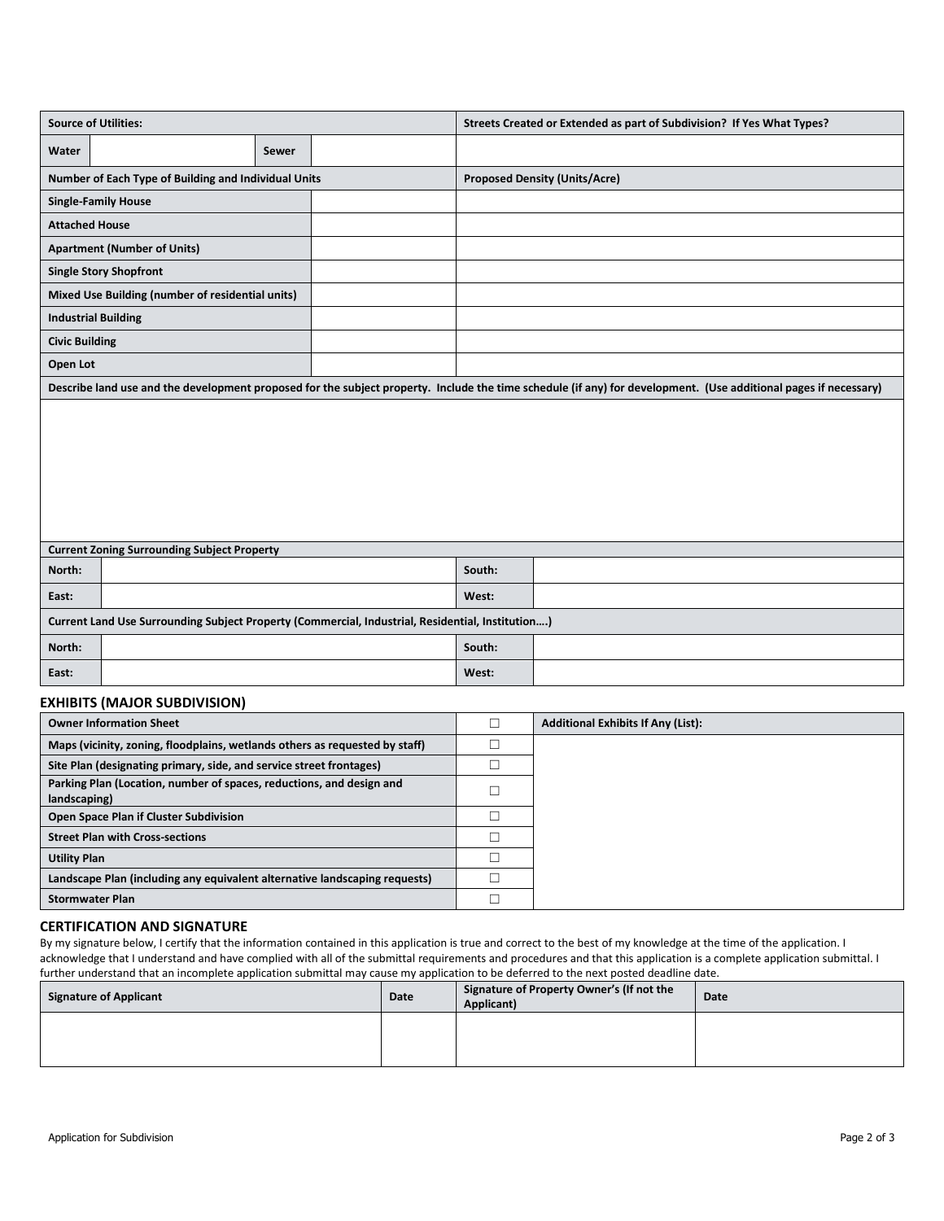| Source of Utilities: | | | | Streets Created or Extended as part of Subdivision? If Yes What Types? |
|---|---|---|---|---|
| Water | | Sewer | | |

| Number of Each Type of Building and Individual Units | | Proposed Density (Units/Acre) |
|---|---|---|
| Single-Family House | | |
| Attached House | | |
| Apartment (Number of Units) | | |
| Single Story Shopfront | | |
| Mixed Use Building (number of residential units) | | |
| Industrial Building | | |
| Civic Building | | |
| Open Lot | | |

| Describe land use and the development proposed for the subject property. Include the time schedule (if any) for development. (Use additional pages if necessary) |
|---|
| |

| Current Zoning Surrounding Subject Property | | | |
|---|---|---|---|
| North: | | South: | |
| East: | | West: | |

| Current Land Use Surrounding Subject Property (Commercial, Industrial, Residential, Institution….) | | | |
|---|---|---|---|
| North: | | South: | |
| East: | | West: | |

## EXHIBITS (MAJOR SUBDIVISION)

| Owner Information Sheet | ☐ | Additional Exhibits If Any (List): |
|---|---|---|
| Maps (vicinity, zoning, floodplains, wetlands others as requested by staff) | ☐ | |
| Site Plan (designating primary, side, and service street frontages) | ☐ | |
| Parking Plan (Location, number of spaces, reductions, and design and landscaping) | ☐ | |
| Open Space Plan if Cluster Subdivision | ☐ | |
| Street Plan with Cross-sections | ☐ | |
| Utility Plan | ☐ | |
| Landscape Plan (including any equivalent alternative landscaping requests) | ☐ | |
| Stormwater Plan | ☐ | |

## CERTIFICATION AND SIGNATURE

By my signature below, I certify that the information contained in this application is true and correct to the best of my knowledge at the time of the application. I acknowledge that I understand and have complied with all of the submittal requirements and procedures and that this application is a complete application submittal. I further understand that an incomplete application submittal may cause my application to be deferred to the next posted deadline date.

| Signature of Applicant | Date | Signature of Property Owner's (If not the Applicant) | Date |
|---|---|---|---|
| | | | |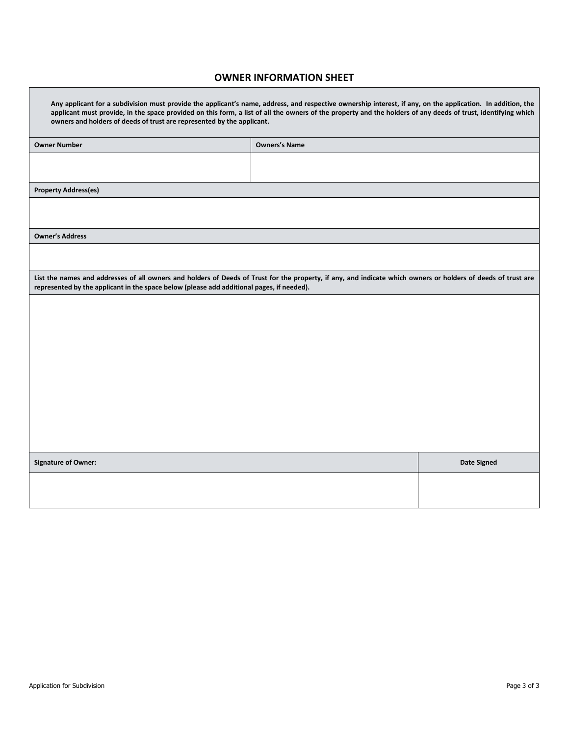## OWNER INFORMATION SHEET

**Any applicant for a subdivision must provide the applicant's name, address, and respective ownership interest, if any, on the application. In addition, the applicant must provide, in the space provided on this form, a list of all the owners of the property and the holders of any deeds of trust, identifying which owners and holders of deeds of trust are represented by the applicant.**

| **Owner Number** | **Owners's Name** |
|---|---|
| | |

**Property Address(es)**

**Owner's Address**

**List the names and addresses of all owners and holders of Deeds of Trust for the property, if any, and indicate which owners or holders of deeds of trust are represented by the applicant in the space below (please add additional pages, if needed).**

| **Signature of Owner:** | **Date Signed** |
|---|---|
| | |